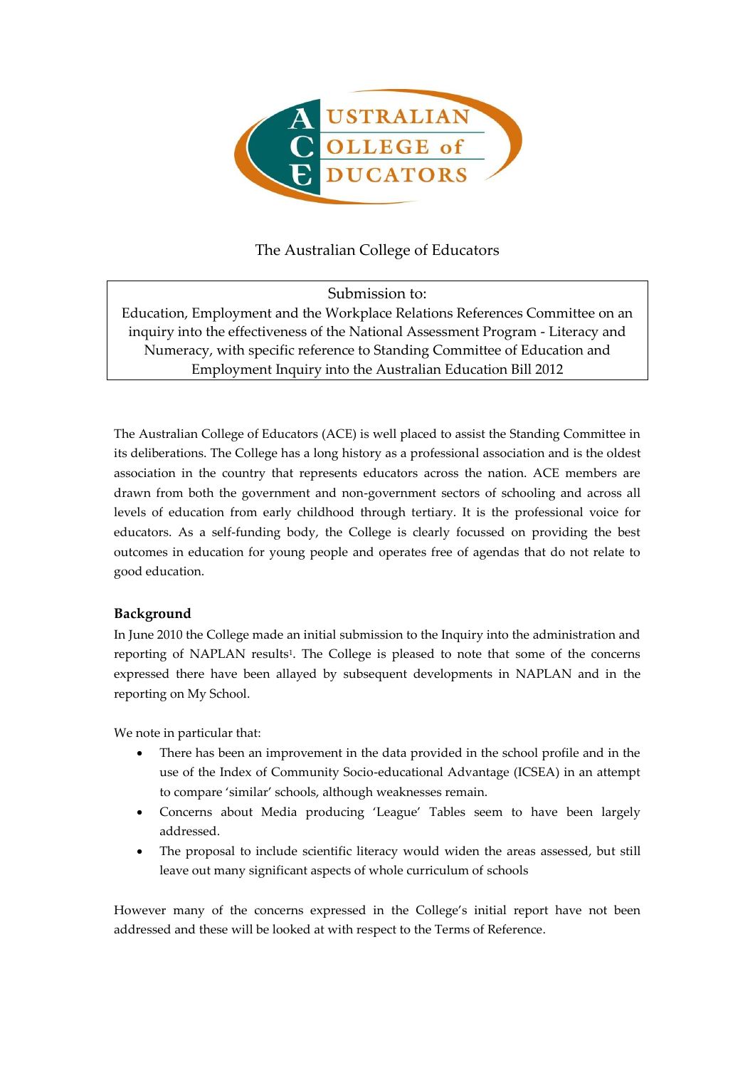The Australian College of Educators

Submission to:
Education, Employment and the Workplace Relations References Committee on an inquiry into the effectiveness of the National Assessment Program - Literacy and Numeracy, with specific reference to Standing Committee of Education and Employment Inquiry into the Australian Education Bill 2012

The Australian College of Educators (ACE) is well placed to assist the Standing Committee in its deliberations. The College has a long history as a professional association and is the oldest association in the country that represents educators across the nation. ACE members are drawn from both the government and non-government sectors of schooling and across all levels of education from early childhood through tertiary. It is the professional voice for educators. As a self-funding body, the College is clearly focussed on providing the best outcomes in education for young people and operates free of agendas that do not relate to good education.

## Background

In June 2010 the College made an initial submission to the Inquiry into the administration and reporting of NAPLAN results[1]. The College is pleased to note that some of the concerns expressed there have been allayed by subsequent developments in NAPLAN and in the reporting on My School.

We note in particular that:

- There has been an improvement in the data provided in the school profile and in the use of the Index of Community Socio-educational Advantage (ICSEA) in an attempt to compare 'similar' schools, although weaknesses remain.
- Concerns about Media producing 'League' Tables seem to have been largely addressed.
- The proposal to include scientific literacy would widen the areas assessed, but still leave out many significant aspects of whole curriculum of schools

However many of the concerns expressed in the College's initial report have not been addressed and these will be looked at with respect to the Terms of Reference.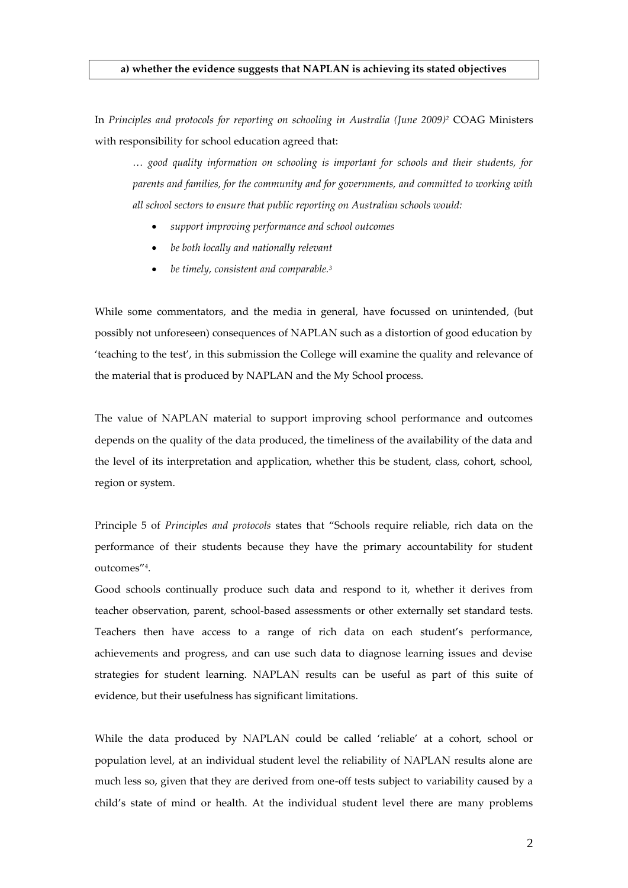**a) whether the evidence suggests that NAPLAN is achieving its stated objectives**

In *Principles and protocols for reporting on schooling in Australia (June 2009)*[2] COAG Ministers with responsibility for school education agreed that:

> *… good quality information on schooling is important for schools and their students, for parents and families, for the community and for governments, and committed to working with all school sectors to ensure that public reporting on Australian schools would:*
>
> - *support improving performance and school outcomes*
> - *be both locally and nationally relevant*
> - *be timely, consistent and comparable.*[3]

While some commentators, and the media in general, have focussed on unintended, (but possibly not unforeseen) consequences of NAPLAN such as a distortion of good education by 'teaching to the test', in this submission the College will examine the quality and relevance of the material that is produced by NAPLAN and the My School process.

The value of NAPLAN material to support improving school performance and outcomes depends on the quality of the data produced, the timeliness of the availability of the data and the level of its interpretation and application, whether this be student, class, cohort, school, region or system.

Principle 5 of *Principles and protocols* states that "Schools require reliable, rich data on the performance of their students because they have the primary accountability for student outcomes"[4].

Good schools continually produce such data and respond to it, whether it derives from teacher observation, parent, school-based assessments or other externally set standard tests. Teachers then have access to a range of rich data on each student's performance, achievements and progress, and can use such data to diagnose learning issues and devise strategies for student learning. NAPLAN results can be useful as part of this suite of evidence, but their usefulness has significant limitations.

While the data produced by NAPLAN could be called 'reliable' at a cohort, school or population level, at an individual student level the reliability of NAPLAN results alone are much less so, given that they are derived from one-off tests subject to variability caused by a child's state of mind or health. At the individual student level there are many problems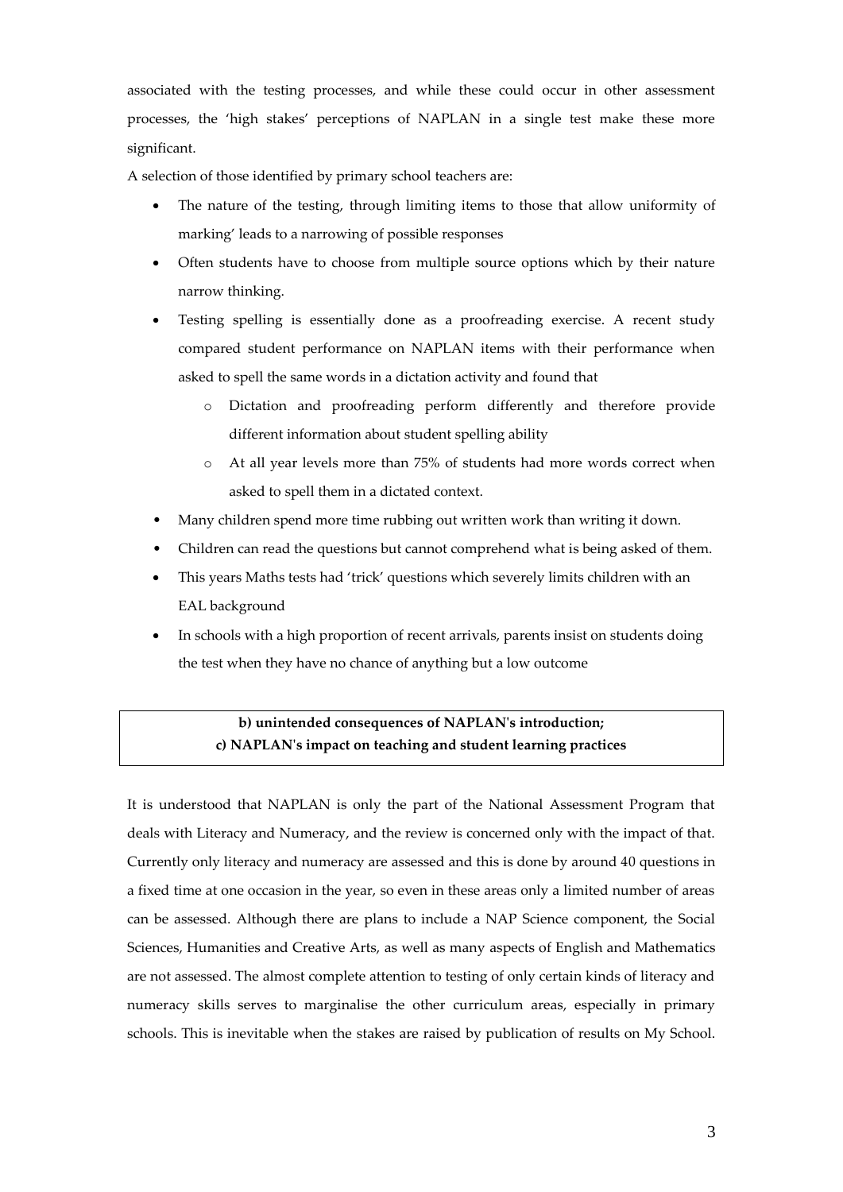associated with the testing processes, and while these could occur in other assessment processes, the 'high stakes' perceptions of NAPLAN in a single test make these more significant.

A selection of those identified by primary school teachers are:

- The nature of the testing, through limiting items to those that allow uniformity of marking' leads to a narrowing of possible responses
- Often students have to choose from multiple source options which by their nature narrow thinking.
- Testing spelling is essentially done as a proofreading exercise. A recent study compared student performance on NAPLAN items with their performance when asked to spell the same words in a dictation activity and found that
  - Dictation and proofreading perform differently and therefore provide different information about student spelling ability
  - At all year levels more than 75% of students had more words correct when asked to spell them in a dictated context.
- Many children spend more time rubbing out written work than writing it down.
- Children can read the questions but cannot comprehend what is being asked of them.
- This years Maths tests had 'trick' questions which severely limits children with an EAL background
- In schools with a high proportion of recent arrivals, parents insist on students doing the test when they have no chance of anything but a low outcome

**b) unintended consequences of NAPLAN's introduction;**
**c) NAPLAN's impact on teaching and student learning practices**

It is understood that NAPLAN is only the part of the National Assessment Program that deals with Literacy and Numeracy, and the review is concerned only with the impact of that. Currently only literacy and numeracy are assessed and this is done by around 40 questions in a fixed time at one occasion in the year, so even in these areas only a limited number of areas can be assessed. Although there are plans to include a NAP Science component, the Social Sciences, Humanities and Creative Arts, as well as many aspects of English and Mathematics are not assessed. The almost complete attention to testing of only certain kinds of literacy and numeracy skills serves to marginalise the other curriculum areas, especially in primary schools. This is inevitable when the stakes are raised by publication of results on My School.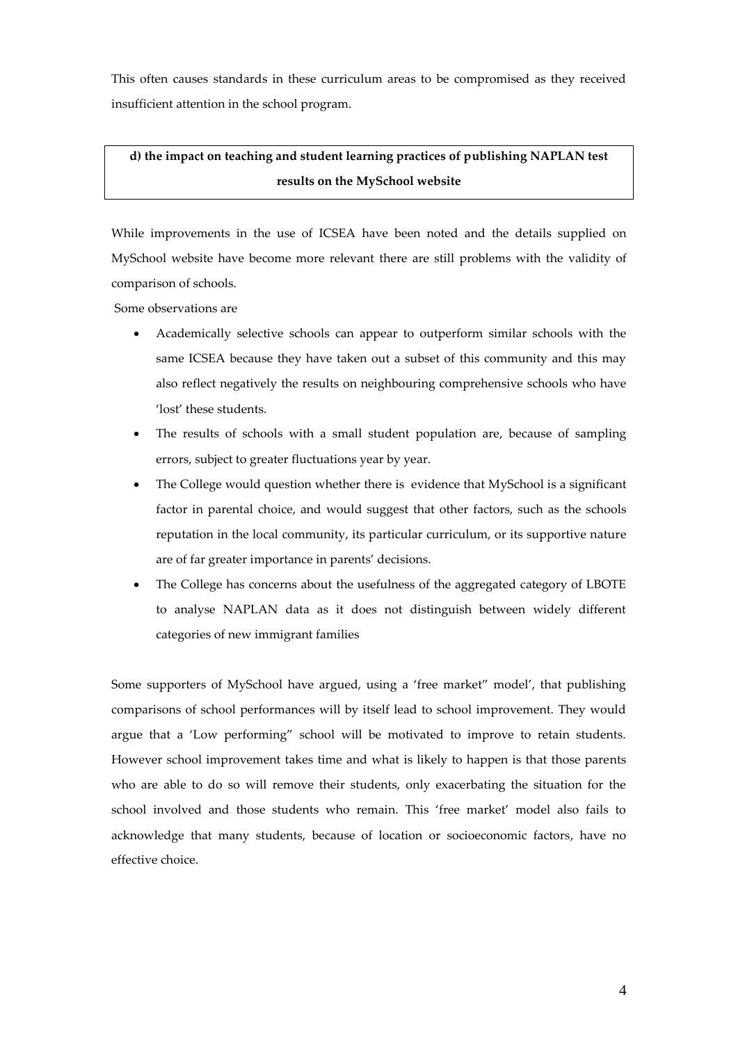This often causes standards in these curriculum areas to be compromised as they received insufficient attention in the school program.

**d) the impact on teaching and student learning practices of publishing NAPLAN test results on the MySchool website**

While improvements in the use of ICSEA have been noted and the details supplied on MySchool website have become more relevant there are still problems with the validity of comparison of schools.

Some observations are

- Academically selective schools can appear to outperform similar schools with the same ICSEA because they have taken out a subset of this community and this may also reflect negatively the results on neighbouring comprehensive schools who have 'lost' these students.
- The results of schools with a small student population are, because of sampling errors, subject to greater fluctuations year by year.
- The College would question whether there is evidence that MySchool is a significant factor in parental choice, and would suggest that other factors, such as the schools reputation in the local community, its particular curriculum, or its supportive nature are of far greater importance in parents' decisions.
- The College has concerns about the usefulness of the aggregated category of LBOTE to analyse NAPLAN data as it does not distinguish between widely different categories of new immigrant families

Some supporters of MySchool have argued, using a 'free market" model', that publishing comparisons of school performances will by itself lead to school improvement. They would argue that a 'Low performing" school will be motivated to improve to retain students. However school improvement takes time and what is likely to happen is that those parents who are able to do so will remove their students, only exacerbating the situation for the school involved and those students who remain. This 'free market' model also fails to acknowledge that many students, because of location or socioeconomic factors, have no effective choice.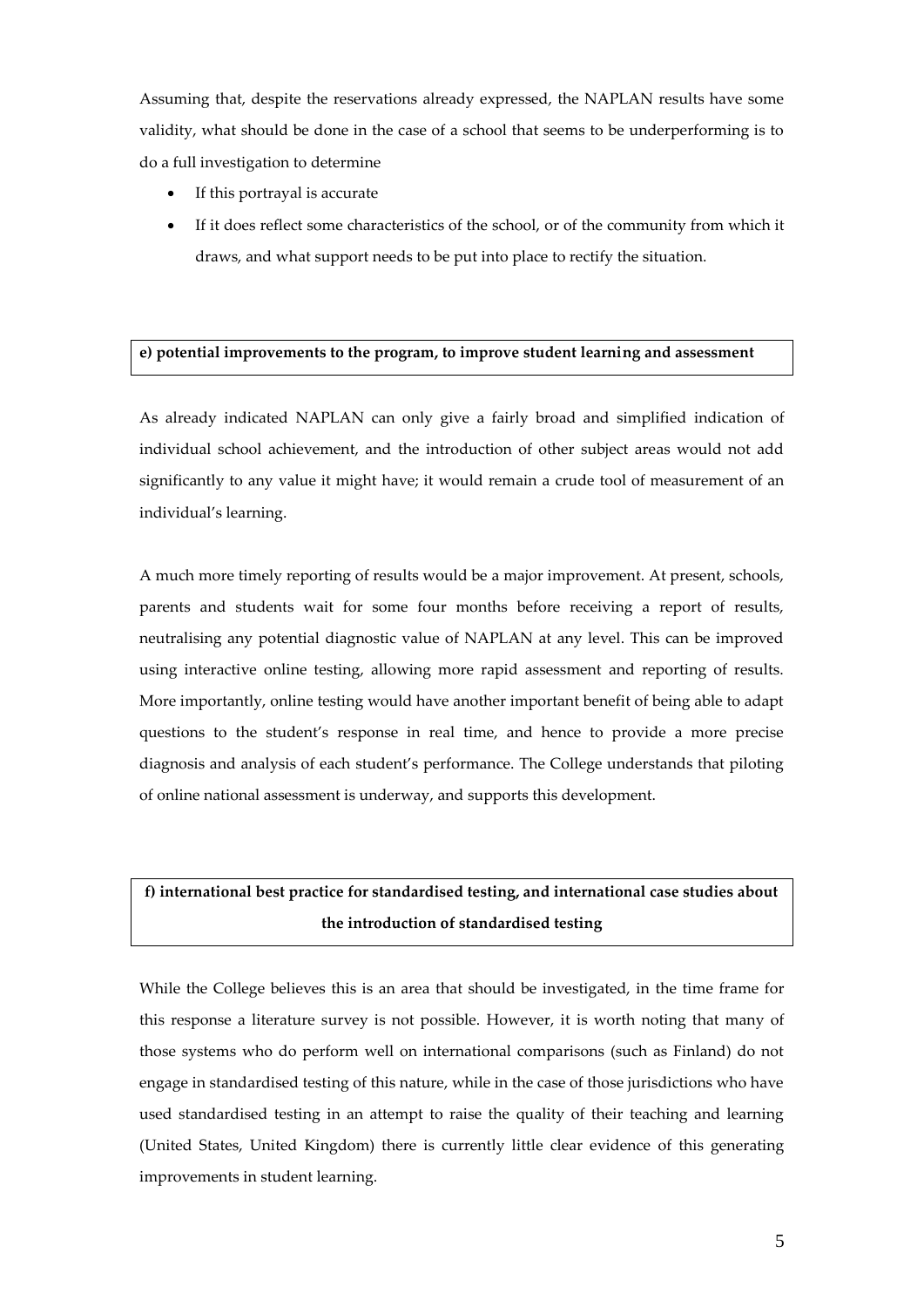Assuming that, despite the reservations already expressed, the NAPLAN results have some validity, what should be done in the case of a school that seems to be underperforming is to do a full investigation to determine

- If this portrayal is accurate
- If it does reflect some characteristics of the school, or of the community from which it draws, and what support needs to be put into place to rectify the situation.

**e) potential improvements to the program, to improve student learning and assessment**

As already indicated NAPLAN can only give a fairly broad and simplified indication of individual school achievement, and the introduction of other subject areas would not add significantly to any value it might have; it would remain a crude tool of measurement of an individual's learning.

A much more timely reporting of results would be a major improvement. At present, schools, parents and students wait for some four months before receiving a report of results, neutralising any potential diagnostic value of NAPLAN at any level. This can be improved using interactive online testing, allowing more rapid assessment and reporting of results. More importantly, online testing would have another important benefit of being able to adapt questions to the student's response in real time, and hence to provide a more precise diagnosis and analysis of each student's performance. The College understands that piloting of online national assessment is underway, and supports this development.

**f) international best practice for standardised testing, and international case studies about the introduction of standardised testing**

While the College believes this is an area that should be investigated, in the time frame for this response a literature survey is not possible. However, it is worth noting that many of those systems who do perform well on international comparisons (such as Finland) do not engage in standardised testing of this nature, while in the case of those jurisdictions who have used standardised testing in an attempt to raise the quality of their teaching and learning (United States, United Kingdom) there is currently little clear evidence of this generating improvements in student learning.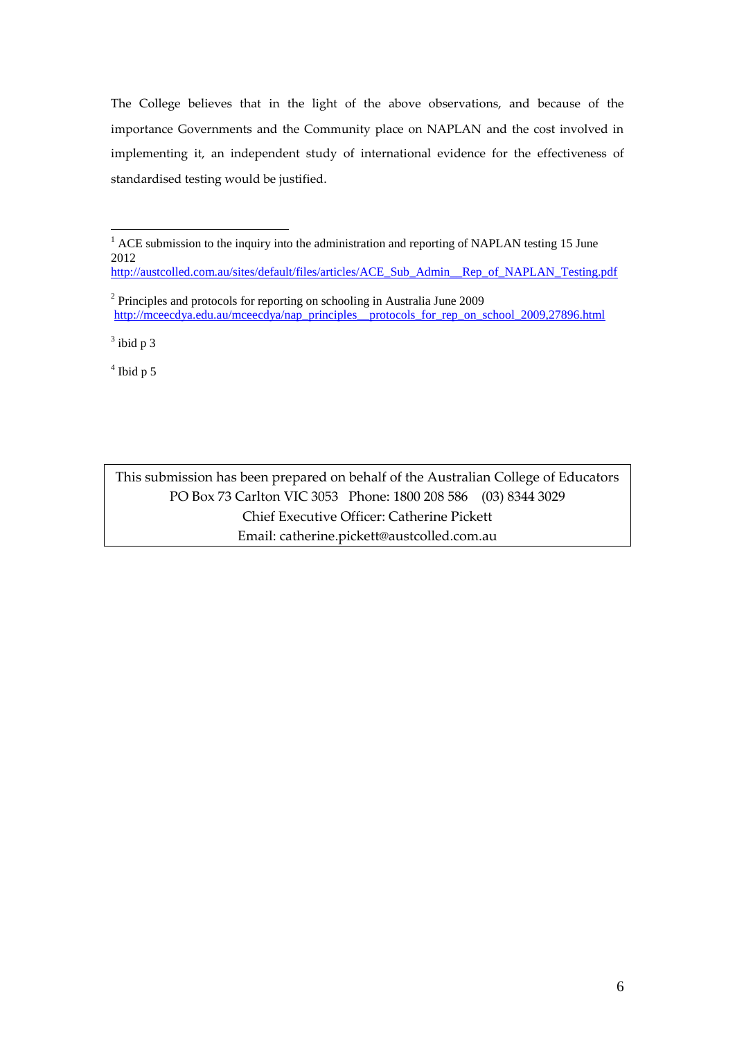The College believes that in the light of the above observations, and because of the importance Governments and the Community place on NAPLAN and the cost involved in implementing it, an independent study of international evidence for the effectiveness of standardised testing would be justified.

---

[1] ACE submission to the inquiry into the administration and reporting of NAPLAN testing 15 June 2012
http://austcolled.com.au/sites/default/files/articles/ACE_Sub_Admin__Rep_of_NAPLAN_Testing.pdf

[2] Principles and protocols for reporting on schooling in Australia June 2009
http://mceecdya.edu.au/mceecdya/nap_principles__protocols_for_rep_on_school_2009,27896.html

[3] ibid p 3

[4] Ibid p 5

This submission has been prepared on behalf of the Australian College of Educators
PO Box 73 Carlton VIC 3053 Phone: 1800 208 586 (03) 8344 3029
Chief Executive Officer: Catherine Pickett
Email: catherine.pickett@austcolled.com.au